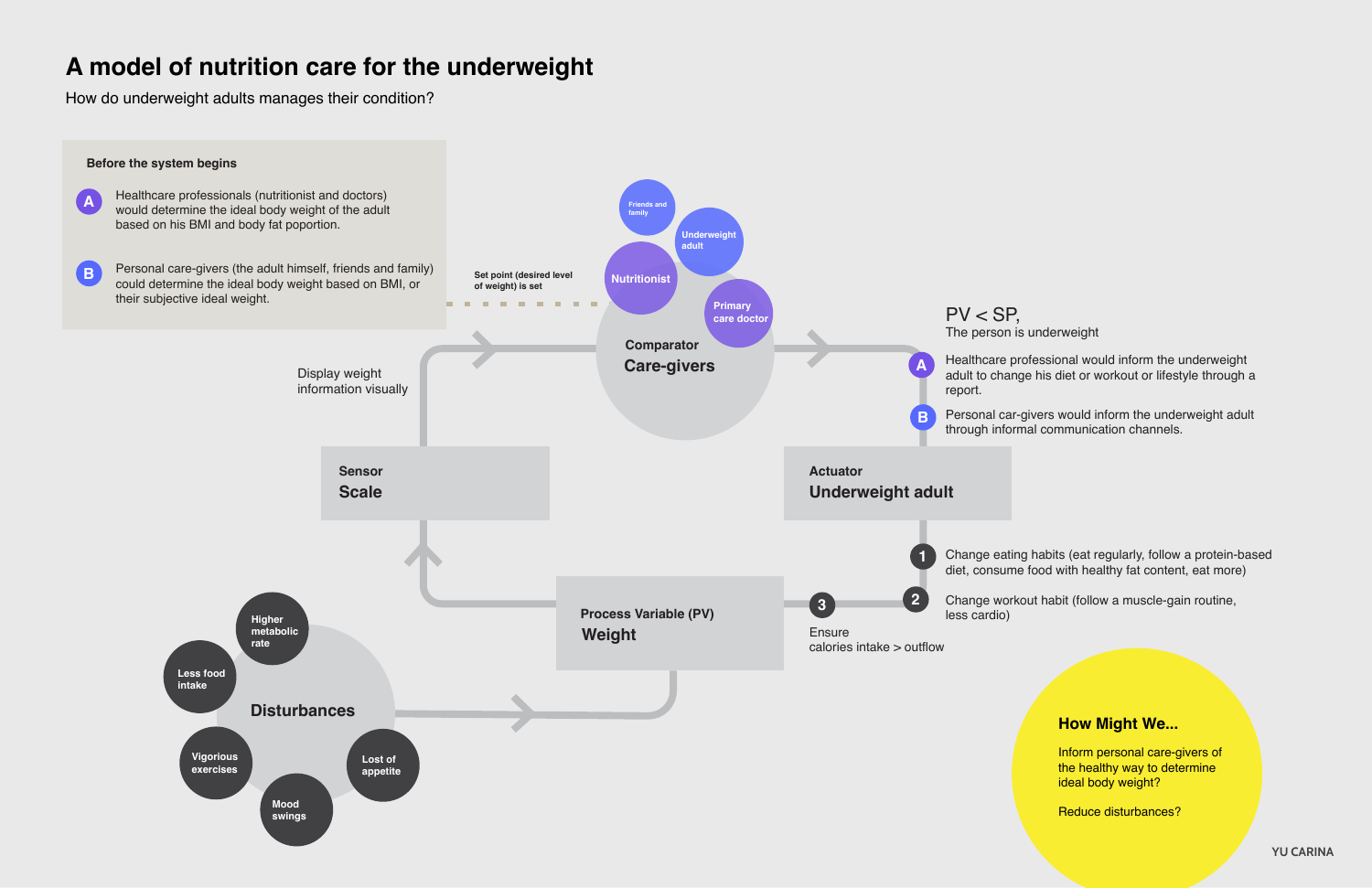# A model of nutrition care for the underweight

How do underweight adults manages their condition?

**Before the system begins**

**A** Healthcare professionals (nutritionist and doctors) would determine the ideal body weight of the adult based on his BMI and body fat poportion.

**B** Personal care-givers (the adult himself, friends and family) could determine the ideal body weight based on BMI, or their subjective ideal weight.

Set point (desired level of weight) is set

Friends and family

Underweight adult

Nutritionist

Primary care doctor

Comparator
**Care-givers**

Display weight information visually

Sensor
**Scale**

PV < SP,
The person is underweight

**A** Healthcare professional would inform the underweight adult to change his diet or workout or lifestyle through a report.

**B** Personal car-givers would inform the underweight adult through informal communication channels.

Actuator
**Underweight adult**

**1** Change eating habits (eat regularly, follow a protein-based diet, consume food with healthy fat content, eat more)

**2** Change workout habit (follow a muscle-gain routine, less cardio)

**3** Ensure calories intake > outflow

Process Variable (PV)
**Weight**

**Disturbances**

- Higher metabolic rate
- Less food intake
- Vigorious exercises
- Mood swings
- Lost of appetite

**How Might We...**

Inform personal care-givers of the healthy way to determine ideal body weight?

Reduce disturbances?

YU CARINA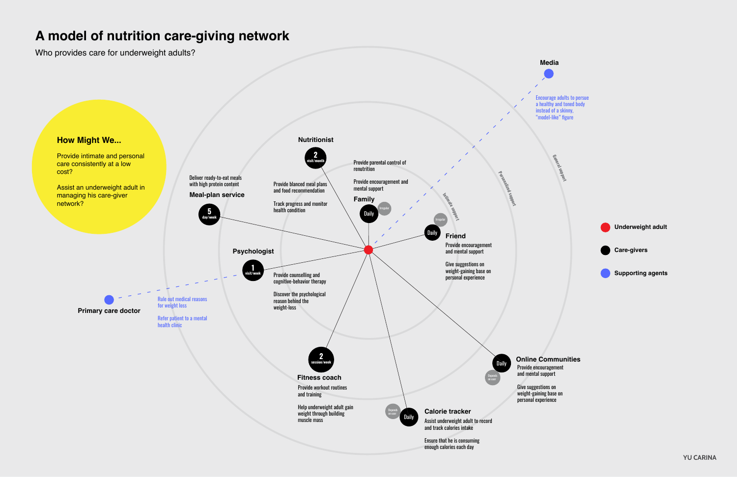# A model of nutrition care-giving network

Who provides care for underweight adults?

## How Might We...

Provide intimate and personal care consistently at a low cost?

Assist an underweight adult in managing his care-giver network?

**Media**

Encourage adults to persue a healthy and toned body instead of a skinny, "model-like" figure

General support

Personalized support

Intimate support

**Nutritionist** — 2 visit/month

Provide blanced meal plans and food recommendation

Track progress and monitor health condition

**Family** — Daily — Irregular

Provide parental control of renutrition

Provide encouragement and mental support

**Friend** — Daily — Irregular

Provide encouragement and mental support

Give suggestions on weight-gaining base on personal experience

**Meal-plan service** — 5 day/week

Deliver ready-to-eat meals with high protein content

**Psychologist** — 1 visit/week

Provide counselling and cognitive-behavior therapy

Discover the psychological reason behind the weight-loss

**Primary care doctor**

Rule out medical reasons for weight loss

Refer patient to a mental health clinic

**Fitness coach** — 2 session/week

Provide workout routines and training

Help underweight adult gain weight through building muscle mass

**Calorie tracker** — Daily — Depends on user

Assist underweight adult to record and track calories intake

Ensure that he is consuming enough calories each day

**Online Communities** — Daily — Depends on user

Provide encouragement and mental support

Give suggestions on weight-gaining base on personal experience

- Underweight adult
- Care-givers
- Supporting agents

YU CARINA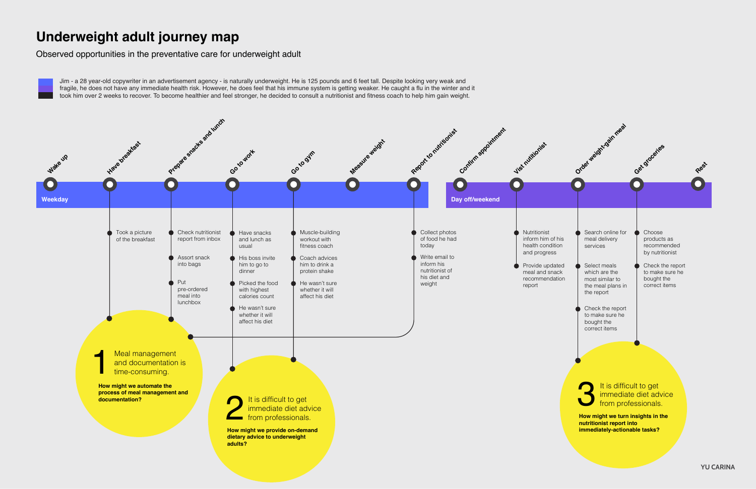# Underweight adult journey map

Observed opportunities in the preventative care for underweight adult

Jim - a 28 year-old copywriter in an advertisement agency - is naturally underweight. He is 125 pounds and 6 feet tall. Despite looking very weak and fragile, he does not have any immediate health risk. However, he does feel that his immune system is getting weaker. He caught a flu in the winter and it took him over 2 weeks to recover. To become healthier and feel stronger, he decided to consult a nutritionist and fitness coach to help him gain weight.

## Weekday

**Wake up**

**Have breakfast**
- Took a picture of the breakfast

**Prepare snacks and lunch**
- Check nutritionist report from inbox
- Assort snack into bags
- Put pre-ordered meal into lunchbox

**Go to work**
- Have snacks and lunch as usual
- His boss invite him to go to dinner
- Picked the food with highest calories count
- He wasn't sure whether it will affect his diet

**Go to gym**
- Muscle-building workout with fitness coach
- Coach advices him to drink a protein shake
- He wasn't sure whether it will affect his diet

**Measure weight**

**Report to nutritionist**
- Collect photos of food he had today
- Write email to inform his nutritionist of his diet and weight

## Day off/weekend

**Confirm appointment**

**Vist nutritionist**
- Nutritionist inform him of his health condition and progress
- Provide updated meal and snack recommendation report

**Order weight-gain meal**
- Search online for meal delivery services
- Select meals which are the most similar to the meal plans in the report
- Check the report to make sure he bought the correct items

**Get groceries**
- Choose products as recommended by nutritionist
- Check the report to make sure he bought the correct items

**Rest**

## Opportunities

**1** Meal management and documentation is time-consuming.

**How might we automate the process of meal management and documentation?**

**2** It is difficult to get immediate diet advice from professionals.

**How might we provide on-demand dietary advice to underweight adults?**

**3** It is difficult to get immediate diet advice from professionals.

**How might we turn insights in the nutritionist report into immediately-actionable tasks?**

YU CARINA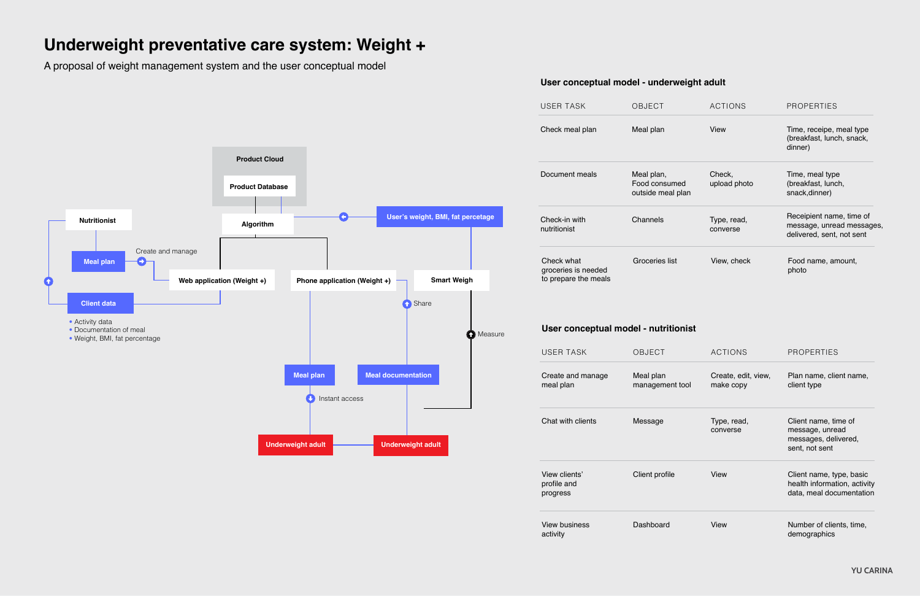# Underweight preventative care system: Weight +

A proposal of weight management system and the user conceptual model

Product Cloud

Product Database

Algorithm

User's weight, BMI, fat percetage

Nutritionist

Meal plan

Create and manage

Web application (Weight +)

Phone application (Weight +)

Smart Weigh

Client data

- Activity data
- Documentation of meal
- Weight, BMI, fat percentage

Share

Measure

Meal plan

Meal documentation

Instant access

Underweight adult

Underweight adult

## User conceptual model - underweight adult

| USER TASK | OBJECT | ACTIONS | PROPERTIES |
| --- | --- | --- | --- |
| Check meal plan | Meal plan | View | Time, receipe, meal type (breakfast, lunch, snack, dinner) |
| Document meals | Meal plan, Food consumed outside meal plan | Check, upload photo | Time, meal type (breakfast, lunch, snack,dinner) |
| Check-in with nutritionist | Channels | Type, read, converse | Receipient name, time of message, unread messages, delivered, sent, not sent |
| Check what groceries is needed to prepare the meals | Groceries list | View, check | Food name, amount, photo |

## User conceptual model - nutritionist

| USER TASK | OBJECT | ACTIONS | PROPERTIES |
| --- | --- | --- | --- |
| Create and manage meal plan | Meal plan management tool | Create, edit, view, make copy | Plan name, client name, client type |
| Chat with clients | Message | Type, read, converse | Client name, time of message, unread messages, delivered, sent, not sent |
| View clients' profile and progress | Client profile | View | Client name, type, basic health information, activity data, meal documentation |
| View business activity | Dashboard | View | Number of clients, time, demographics |

YU CARINA